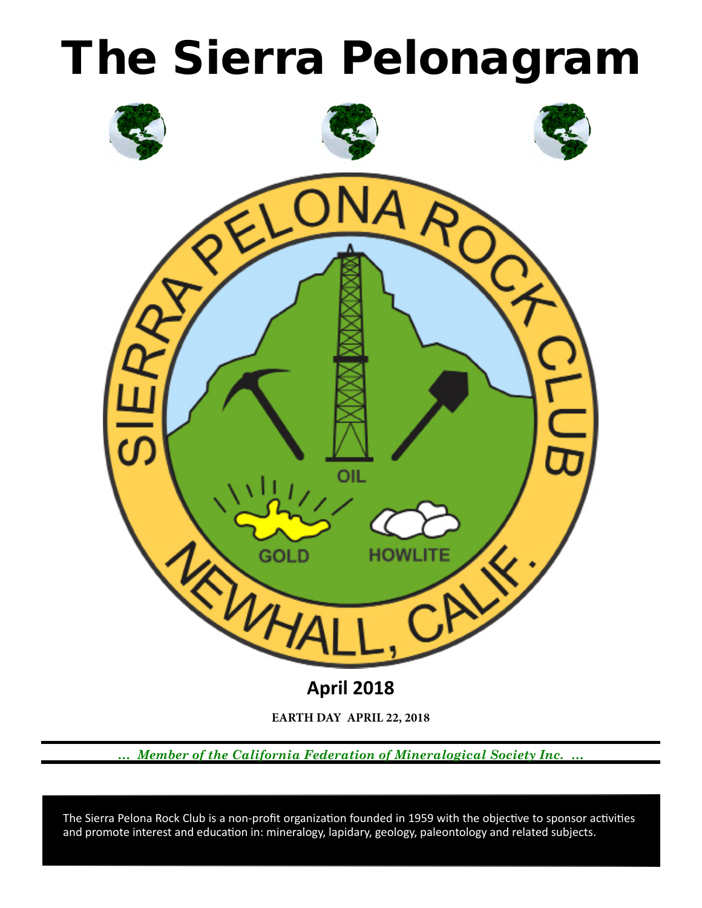# The Sierra Pelonagram

SIERRA PELONA ROCK CLUB

OIL

GOLD HOWLITE

NEWHALL, CALIF.

**April 2018**

**EARTH DAY APRIL 22, 2018**

*... Member of the California Federation of Mineralogical Society Inc. ...*

The Sierra Pelona Rock Club is a non-profit organization founded in 1959 with the objective to sponsor activities and promote interest and education in: mineralogy, lapidary, geology, paleontology and related subjects.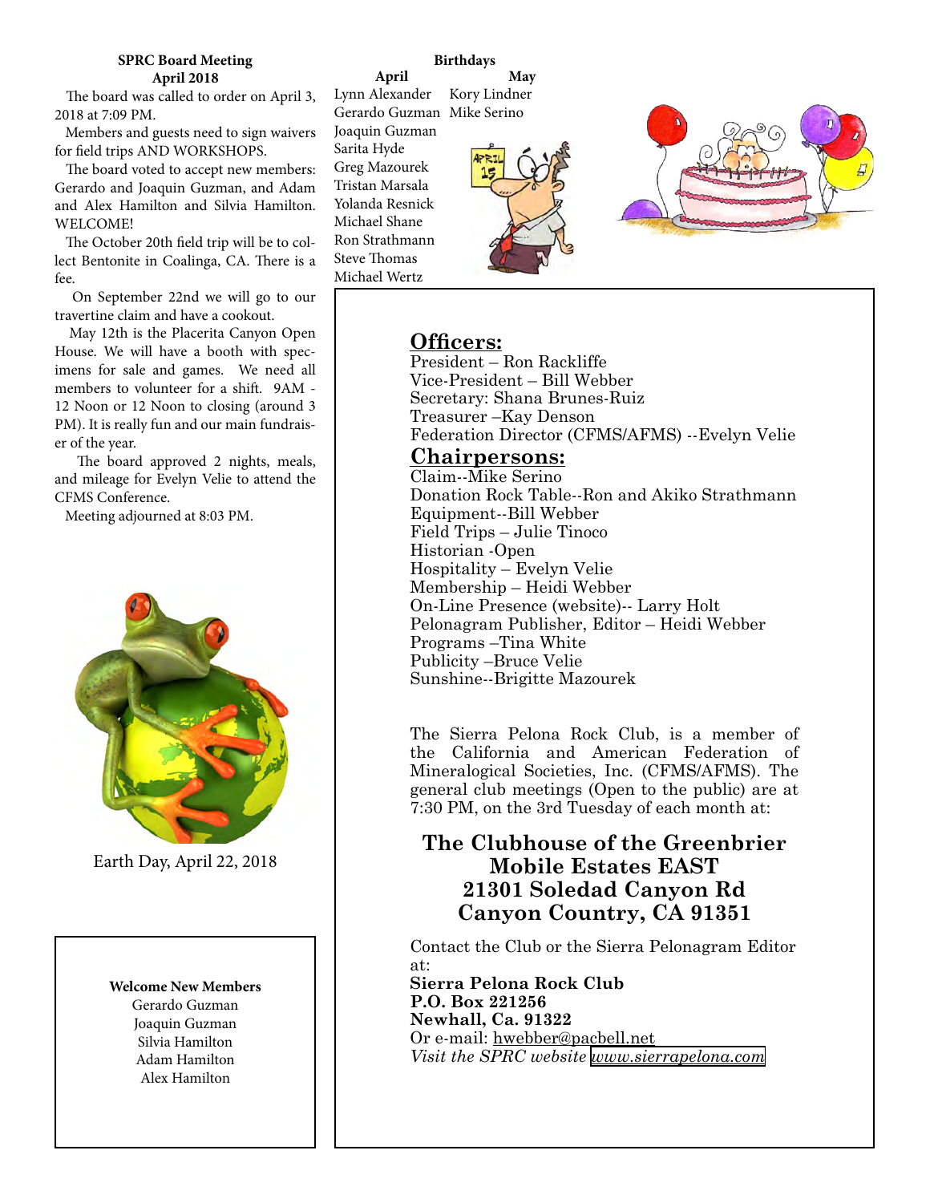**SPRC Board Meeting**
**April 2018**

The board was called to order on April 3, 2018 at 7:09 PM.

Members and guests need to sign waivers for field trips AND WORKSHOPS.

The board voted to accept new members: Gerardo and Joaquin Guzman, and Adam and Alex Hamilton and Silvia Hamilton. WELCOME!

The October 20th field trip will be to collect Bentonite in Coalinga, CA. There is a fee.

On September 22nd we will go to our travertine claim and have a cookout.

May 12th is the Placerita Canyon Open House. We will have a booth with specimens for sale and games. We need all members to volunteer for a shift. 9AM - 12 Noon or 12 Noon to closing (around 3 PM). It is really fun and our main fundraiser of the year.

The board approved 2 nights, meals, and mileage for Evelyn Velie to attend the CFMS Conference.

Meeting adjourned at 8:03 PM.

Earth Day, April 22, 2018

**Welcome New Members**

Gerardo Guzman
Joaquin Guzman
Silvia Hamilton
Adam Hamilton
Alex Hamilton

**Birthdays**

| April | May |
|---|---|
| Lynn Alexander | Kory Lindner |
| Gerardo Guzman | Mike Serino |
| Joaquin Guzman | |
| Sarita Hyde | |
| Greg Mazourek | |
| Tristan Marsala | |
| Yolanda Resnick | |
| Michael Shane | |
| Ron Strathmann | |
| Steve Thomas | |
| Michael Wertz | |

## Officers:

President – Ron Rackliffe
Vice-President – Bill Webber
Secretary: Shana Brunes-Ruiz
Treasurer –Kay Denson
Federation Director (CFMS/AFMS) --Evelyn Velie

## Chairpersons:

Claim--Mike Serino
Donation Rock Table--Ron and Akiko Strathmann
Equipment--Bill Webber
Field Trips – Julie Tinoco
Historian -Open
Hospitality – Evelyn Velie
Membership – Heidi Webber
On-Line Presence (website)-- Larry Holt
Pelonagram Publisher, Editor – Heidi Webber
Programs –Tina White
Publicity –Bruce Velie
Sunshine--Brigitte Mazourek

The Sierra Pelona Rock Club, is a member of the California and American Federation of Mineralogical Societies, Inc. (CFMS/AFMS). The general club meetings (Open to the public) are at 7:30 PM, on the 3rd Tuesday of each month at:

**The Clubhouse of the Greenbrier Mobile Estates EAST**
**21301 Soledad Canyon Rd**
**Canyon Country, CA 91351**

Contact the Club or the Sierra Pelonagram Editor at:
**Sierra Pelona Rock Club**
**P.O. Box 221256**
**Newhall, Ca. 91322**
Or e-mail: hwebber@pacbell.net
*Visit the SPRC website www.sierrapelona.com*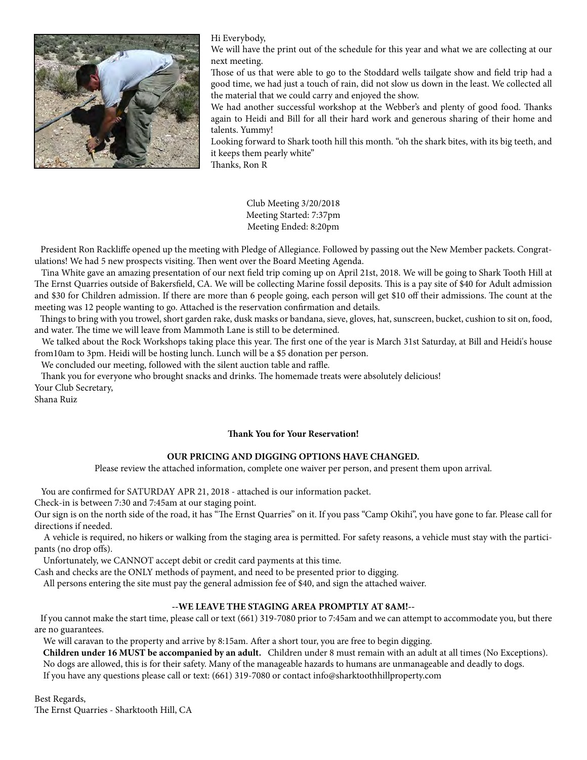Hi Everybody,

We will have the print out of the schedule for this year and what we are collecting at our next meeting.

Those of us that were able to go to the Stoddard wells tailgate show and field trip had a good time, we had just a touch of rain, did not slow us down in the least. We collected all the material that we could carry and enjoyed the show.

We had another successful workshop at the Webber's and plenty of good food. Thanks again to Heidi and Bill for all their hard work and generous sharing of their home and talents. Yummy!

Looking forward to Shark tooth hill this month. "oh the shark bites, with its big teeth, and it keeps them pearly white"

Thanks, Ron R

Club Meeting 3/20/2018
Meeting Started: 7:37pm
Meeting Ended: 8:20pm

President Ron Rackliffe opened up the meeting with Pledge of Allegiance. Followed by passing out the New Member packets. Congratulations! We had 5 new prospects visiting. Then went over the Board Meeting Agenda.

Tina White gave an amazing presentation of our next field trip coming up on April 21st, 2018. We will be going to Shark Tooth Hill at The Ernst Quarries outside of Bakersfield, CA. We will be collecting Marine fossil deposits. This is a pay site of $40 for Adult admission and $30 for Children admission. If there are more than 6 people going, each person will get $10 off their admissions. The count at the meeting was 12 people wanting to go. Attached is the reservation confirmation and details.

Things to bring with you trowel, short garden rake, dusk masks or bandana, sieve, gloves, hat, sunscreen, bucket, cushion to sit on, food, and water. The time we will leave from Mammoth Lane is still to be determined.

We talked about the Rock Workshops taking place this year. The first one of the year is March 31st Saturday, at Bill and Heidi's house from10am to 3pm. Heidi will be hosting lunch. Lunch will be a $5 donation per person.

We concluded our meeting, followed with the silent auction table and raffle.

Thank you for everyone who brought snacks and drinks. The homemade treats were absolutely delicious!

Your Club Secretary,
Shana Ruiz

**Thank You for Your Reservation!**

**OUR PRICING AND DIGGING OPTIONS HAVE CHANGED.**

Please review the attached information, complete one waiver per person, and present them upon arrival.

You are confirmed for SATURDAY APR 21, 2018 - attached is our information packet.

Check-in is between 7:30 and 7:45am at our staging point.

Our sign is on the north side of the road, it has "The Ernst Quarries" on it. If you pass "Camp Okihi", you have gone to far. Please call for directions if needed.

A vehicle is required, no hikers or walking from the staging area is permitted. For safety reasons, a vehicle must stay with the participants (no drop offs).

Unfortunately, we CANNOT accept debit or credit card payments at this time.

Cash and checks are the ONLY methods of payment, and need to be presented prior to digging.

All persons entering the site must pay the general admission fee of $40, and sign the attached waiver.

**--WE LEAVE THE STAGING AREA PROMPTLY AT 8AM!--**

If you cannot make the start time, please call or text (661) 319-7080 prior to 7:45am and we can attempt to accommodate you, but there are no guarantees.

We will caravan to the property and arrive by 8:15am. After a short tour, you are free to begin digging.

**Children under 16 MUST be accompanied by an adult.** Children under 8 must remain with an adult at all times (No Exceptions).

No dogs are allowed, this is for their safety. Many of the manageable hazards to humans are unmanageable and deadly to dogs.

If you have any questions please call or text: (661) 319-7080 or contact info@sharktoothhillproperty.com

Best Regards,
The Ernst Quarries - Sharktooth Hill, CA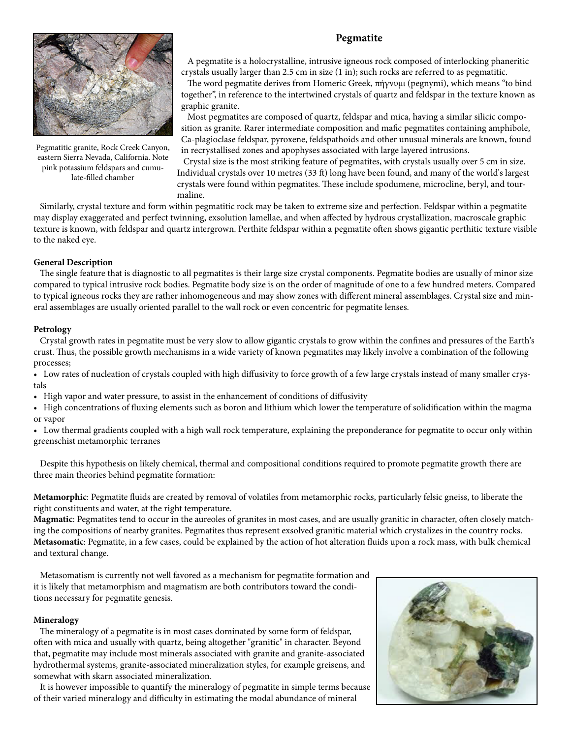# Pegmatite

Pegmatitic granite, Rock Creek Canyon, eastern Sierra Nevada, California. Note pink potassium feldspars and cumulate-filled chamber

A pegmatite is a holocrystalline, intrusive igneous rock composed of interlocking phaneritic crystals usually larger than 2.5 cm in size (1 in); such rocks are referred to as pegmatitic.

The word pegmatite derives from Homeric Greek, πήγνυμι (pegnymi), which means "to bind together", in reference to the intertwined crystals of quartz and feldspar in the texture known as graphic granite.

Most pegmatites are composed of quartz, feldspar and mica, having a similar silicic composition as granite. Rarer intermediate composition and mafic pegmatites containing amphibole, Ca-plagioclase feldspar, pyroxene, feldspathoids and other unusual minerals are known, found in recrystallised zones and apophyses associated with large layered intrusions.

Crystal size is the most striking feature of pegmatites, with crystals usually over 5 cm in size. Individual crystals over 10 metres (33 ft) long have been found, and many of the world's largest crystals were found within pegmatites. These include spodumene, microcline, beryl, and tourmaline.

Similarly, crystal texture and form within pegmatitic rock may be taken to extreme size and perfection. Feldspar within a pegmatite may display exaggerated and perfect twinning, exsolution lamellae, and when affected by hydrous crystallization, macroscale graphic texture is known, with feldspar and quartz intergrown. Perthite feldspar within a pegmatite often shows gigantic perthitic texture visible to the naked eye.

**General Description**

The single feature that is diagnostic to all pegmatites is their large size crystal components. Pegmatite bodies are usually of minor size compared to typical intrusive rock bodies. Pegmatite body size is on the order of magnitude of one to a few hundred meters. Compared to typical igneous rocks they are rather inhomogeneous and may show zones with different mineral assemblages. Crystal size and mineral assemblages are usually oriented parallel to the wall rock or even concentric for pegmatite lenses.

**Petrology**

Crystal growth rates in pegmatite must be very slow to allow gigantic crystals to grow within the confines and pressures of the Earth's crust. Thus, the possible growth mechanisms in a wide variety of known pegmatites may likely involve a combination of the following processes;

- Low rates of nucleation of crystals coupled with high diffusivity to force growth of a few large crystals instead of many smaller crystals
- High vapor and water pressure, to assist in the enhancement of conditions of diffusivity
- High concentrations of fluxing elements such as boron and lithium which lower the temperature of solidification within the magma or vapor
- Low thermal gradients coupled with a high wall rock temperature, explaining the preponderance for pegmatite to occur only within greenschist metamorphic terranes

Despite this hypothesis on likely chemical, thermal and compositional conditions required to promote pegmatite growth there are three main theories behind pegmatite formation:

**Metamorphic**: Pegmatite fluids are created by removal of volatiles from metamorphic rocks, particularly felsic gneiss, to liberate the right constituents and water, at the right temperature.
**Magmatic**: Pegmatites tend to occur in the aureoles of granites in most cases, and are usually granitic in character, often closely matching the compositions of nearby granites. Pegmatites thus represent exsolved granitic material which crystalizes in the country rocks.
**Metasomatic**: Pegmatite, in a few cases, could be explained by the action of hot alteration fluids upon a rock mass, with bulk chemical and textural change.

Metasomatism is currently not well favored as a mechanism for pegmatite formation and it is likely that metamorphism and magmatism are both contributors toward the conditions necessary for pegmatite genesis.

**Mineralogy**

The mineralogy of a pegmatite is in most cases dominated by some form of feldspar, often with mica and usually with quartz, being altogether "granitic" in character. Beyond that, pegmatite may include most minerals associated with granite and granite-associated hydrothermal systems, granite-associated mineralization styles, for example greisens, and somewhat with skarn associated mineralization.

It is however impossible to quantify the mineralogy of pegmatite in simple terms because of their varied mineralogy and difficulty in estimating the modal abundance of mineral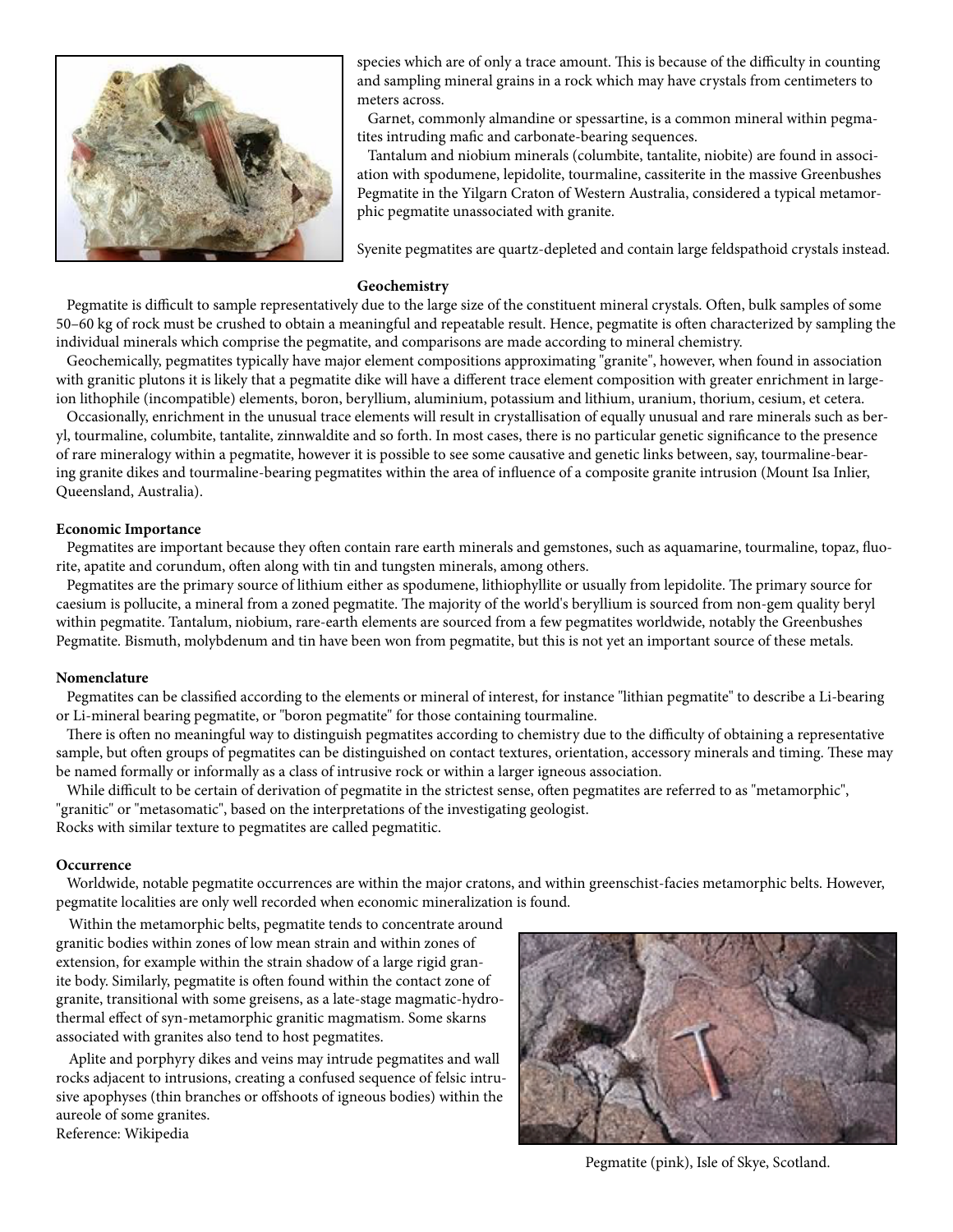species which are of only a trace amount. This is because of the difficulty in counting and sampling mineral grains in a rock which may have crystals from centimeters to meters across.

Garnet, commonly almandine or spessartine, is a common mineral within pegmatites intruding mafic and carbonate-bearing sequences.

Tantalum and niobium minerals (columbite, tantalite, niobite) are found in association with spodumene, lepidolite, tourmaline, cassiterite in the massive Greenbushes Pegmatite in the Yilgarn Craton of Western Australia, considered a typical metamorphic pegmatite unassociated with granite.

Syenite pegmatites are quartz-depleted and contain large feldspathoid crystals instead.

**Geochemistry**

Pegmatite is difficult to sample representatively due to the large size of the constituent mineral crystals. Often, bulk samples of some 50–60 kg of rock must be crushed to obtain a meaningful and repeatable result. Hence, pegmatite is often characterized by sampling the individual minerals which comprise the pegmatite, and comparisons are made according to mineral chemistry.

Geochemically, pegmatites typically have major element compositions approximating "granite", however, when found in association with granitic plutons it is likely that a pegmatite dike will have a different trace element composition with greater enrichment in large-ion lithophile (incompatible) elements, boron, beryllium, aluminium, potassium and lithium, uranium, thorium, cesium, et cetera.

Occasionally, enrichment in the unusual trace elements will result in crystallisation of equally unusual and rare minerals such as beryl, tourmaline, columbite, tantalite, zinnwaldite and so forth. In most cases, there is no particular genetic significance to the presence of rare mineralogy within a pegmatite, however it is possible to see some causative and genetic links between, say, tourmaline-bearing granite dikes and tourmaline-bearing pegmatites within the area of influence of a composite granite intrusion (Mount Isa Inlier, Queensland, Australia).

**Economic Importance**

Pegmatites are important because they often contain rare earth minerals and gemstones, such as aquamarine, tourmaline, topaz, fluorite, apatite and corundum, often along with tin and tungsten minerals, among others.

Pegmatites are the primary source of lithium either as spodumene, lithiophyllite or usually from lepidolite. The primary source for caesium is pollucite, a mineral from a zoned pegmatite. The majority of the world's beryllium is sourced from non-gem quality beryl within pegmatite. Tantalum, niobium, rare-earth elements are sourced from a few pegmatites worldwide, notably the Greenbushes Pegmatite. Bismuth, molybdenum and tin have been won from pegmatite, but this is not yet an important source of these metals.

**Nomenclature**

Pegmatites can be classified according to the elements or mineral of interest, for instance "lithian pegmatite" to describe a Li-bearing or Li-mineral bearing pegmatite, or "boron pegmatite" for those containing tourmaline.

There is often no meaningful way to distinguish pegmatites according to chemistry due to the difficulty of obtaining a representative sample, but often groups of pegmatites can be distinguished on contact textures, orientation, accessory minerals and timing. These may be named formally or informally as a class of intrusive rock or within a larger igneous association.

While difficult to be certain of derivation of pegmatite in the strictest sense, often pegmatites are referred to as "metamorphic", "granitic" or "metasomatic", based on the interpretations of the investigating geologist.

Rocks with similar texture to pegmatites are called pegmatitic.

**Occurrence**

Worldwide, notable pegmatite occurrences are within the major cratons, and within greenschist-facies metamorphic belts. However, pegmatite localities are only well recorded when economic mineralization is found.

Within the metamorphic belts, pegmatite tends to concentrate around granitic bodies within zones of low mean strain and within zones of extension, for example within the strain shadow of a large rigid granite body. Similarly, pegmatite is often found within the contact zone of granite, transitional with some greisens, as a late-stage magmatic-hydrothermal effect of syn-metamorphic granitic magmatism. Some skarns associated with granites also tend to host pegmatites.

Aplite and porphyry dikes and veins may intrude pegmatites and wall rocks adjacent to intrusions, creating a confused sequence of felsic intrusive apophyses (thin branches or offshoots of igneous bodies) within the aureole of some granites.

Reference: Wikipedia

Pegmatite (pink), Isle of Skye, Scotland.